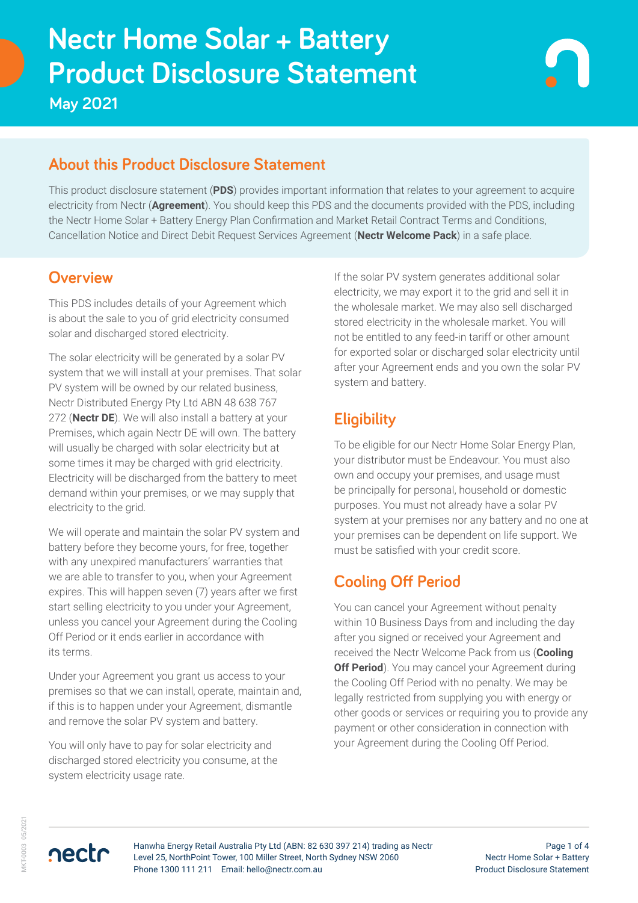# Nectr Home Solar + Battery Product Disclosure Statement

May 2021

## About this Product Disclosure Statement

This product disclosure statement (**PDS**) provides important information that relates to your agreement to acquire electricity from Nectr (**Agreement**). You should keep this PDS and the documents provided with the PDS, including the Nectr Home Solar + Battery Energy Plan Confirmation and Market Retail Contract Terms and Conditions, Cancellation Notice and Direct Debit Request Services Agreement (**Nectr Welcome Pack**) in a safe place.

## Overview

This PDS includes details of your Agreement which is about the sale to you of grid electricity consumed solar and discharged stored electricity.

The solar electricity will be generated by a solar PV system that we will install at your premises. That solar PV system will be owned by our related business, Nectr Distributed Energy Pty Ltd ABN 48 638 767 272 (**Nectr DE**). We will also install a battery at your Premises, which again Nectr DE will own. The battery will usually be charged with solar electricity but at some times it may be charged with grid electricity. Electricity will be discharged from the battery to meet demand within your premises, or we may supply that electricity to the grid.

We will operate and maintain the solar PV system and battery before they become yours, for free, together with any unexpired manufacturers' warranties that we are able to transfer to you, when your Agreement expires. This will happen seven (7) years after we first start selling electricity to you under your Agreement, unless you cancel your Agreement during the Cooling Off Period or it ends earlier in accordance with its terms.

Under your Agreement you grant us access to your premises so that we can install, operate, maintain and, if this is to happen under your Agreement, dismantle and remove the solar PV system and battery.

You will only have to pay for solar electricity and discharged stored electricity you consume, at the system electricity usage rate.

If the solar PV system generates additional solar electricity, we may export it to the grid and sell it in the wholesale market. We may also sell discharged stored electricity in the wholesale market. You will not be entitled to any feed-in tariff or other amount for exported solar or discharged solar electricity until after your Agreement ends and you own the solar PV system and battery.

## Eligibility

To be eligible for our Nectr Home Solar Energy Plan, your distributor must be Endeavour. You must also own and occupy your premises, and usage must be principally for personal, household or domestic purposes. You must not already have a solar PV system at your premises nor any battery and no one at your premises can be dependent on life support. We must be satisfied with your credit score.

## Cooling Off Period

You can cancel your Agreement without penalty within 10 Business Days from and including the day after you signed or received your Agreement and received the Nectr Welcome Pack from us (**Cooling Off Period**). You may cancel your Agreement during the Cooling Off Period with no penalty. We may be legally restricted from supplying you with energy or other goods or services or requiring you to provide any payment or other consideration in connection with your Agreement during the Cooling Off Period.

Hanwha Energy Retail Australia Pty Ltd (ABN: 82 630 397 214) trading as Nectr
Level 25, NorthPoint Tower, 100 Miller Street, North Sydney NSW 2060
Phone 1300 111 211 Email: hello@nectr.com.au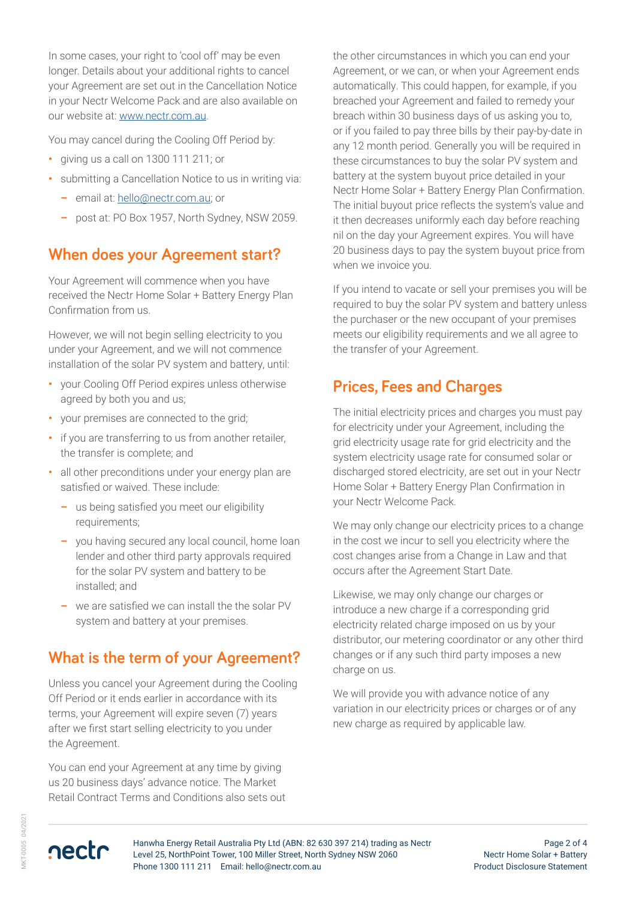In some cases, your right to 'cool off' may be even longer. Details about your additional rights to cancel your Agreement are set out in the Cancellation Notice in your Nectr Welcome Pack and are also available on our website at: www.nectr.com.au.

You may cancel during the Cooling Off Period by:

- giving us a call on 1300 111 211; or
- submitting a Cancellation Notice to us in writing via:
  - email at: hello@nectr.com.au; or
  - post at: PO Box 1957, North Sydney, NSW 2059.

## When does your Agreement start?

Your Agreement will commence when you have received the Nectr Home Solar + Battery Energy Plan Confirmation from us.

However, we will not begin selling electricity to you under your Agreement, and we will not commence installation of the solar PV system and battery, until:

- your Cooling Off Period expires unless otherwise agreed by both you and us;
- your premises are connected to the grid;
- if you are transferring to us from another retailer, the transfer is complete; and
- all other preconditions under your energy plan are satisfied or waived. These include:
  - us being satisfied you meet our eligibility requirements;
  - you having secured any local council, home loan lender and other third party approvals required for the solar PV system and battery to be installed; and
  - we are satisfied we can install the the solar PV system and battery at your premises.

## What is the term of your Agreement?

Unless you cancel your Agreement during the Cooling Off Period or it ends earlier in accordance with its terms, your Agreement will expire seven (7) years after we first start selling electricity to you under the Agreement.

You can end your Agreement at any time by giving us 20 business days' advance notice. The Market Retail Contract Terms and Conditions also sets out the other circumstances in which you can end your Agreement, or we can, or when your Agreement ends automatically. This could happen, for example, if you breached your Agreement and failed to remedy your breach within 30 business days of us asking you to, or if you failed to pay three bills by their pay-by-date in any 12 month period. Generally you will be required in these circumstances to buy the solar PV system and battery at the system buyout price detailed in your Nectr Home Solar + Battery Energy Plan Confirmation. The initial buyout price reflects the system's value and it then decreases uniformly each day before reaching nil on the day your Agreement expires. You will have 20 business days to pay the system buyout price from when we invoice you.

If you intend to vacate or sell your premises you will be required to buy the solar PV system and battery unless the purchaser or the new occupant of your premises meets our eligibility requirements and we all agree to the transfer of your Agreement.

## Prices, Fees and Charges

The initial electricity prices and charges you must pay for electricity under your Agreement, including the grid electricity usage rate for grid electricity and the system electricity usage rate for consumed solar or discharged stored electricity, are set out in your Nectr Home Solar + Battery Energy Plan Confirmation in your Nectr Welcome Pack.

We may only change our electricity prices to a change in the cost we incur to sell you electricity where the cost changes arise from a Change in Law and that occurs after the Agreement Start Date.

Likewise, we may only change our charges or introduce a new charge if a corresponding grid electricity related charge imposed on us by your distributor, our metering coordinator or any other third changes or if any such third party imposes a new charge on us.

We will provide you with advance notice of any variation in our electricity prices or charges or of any new charge as required by applicable law.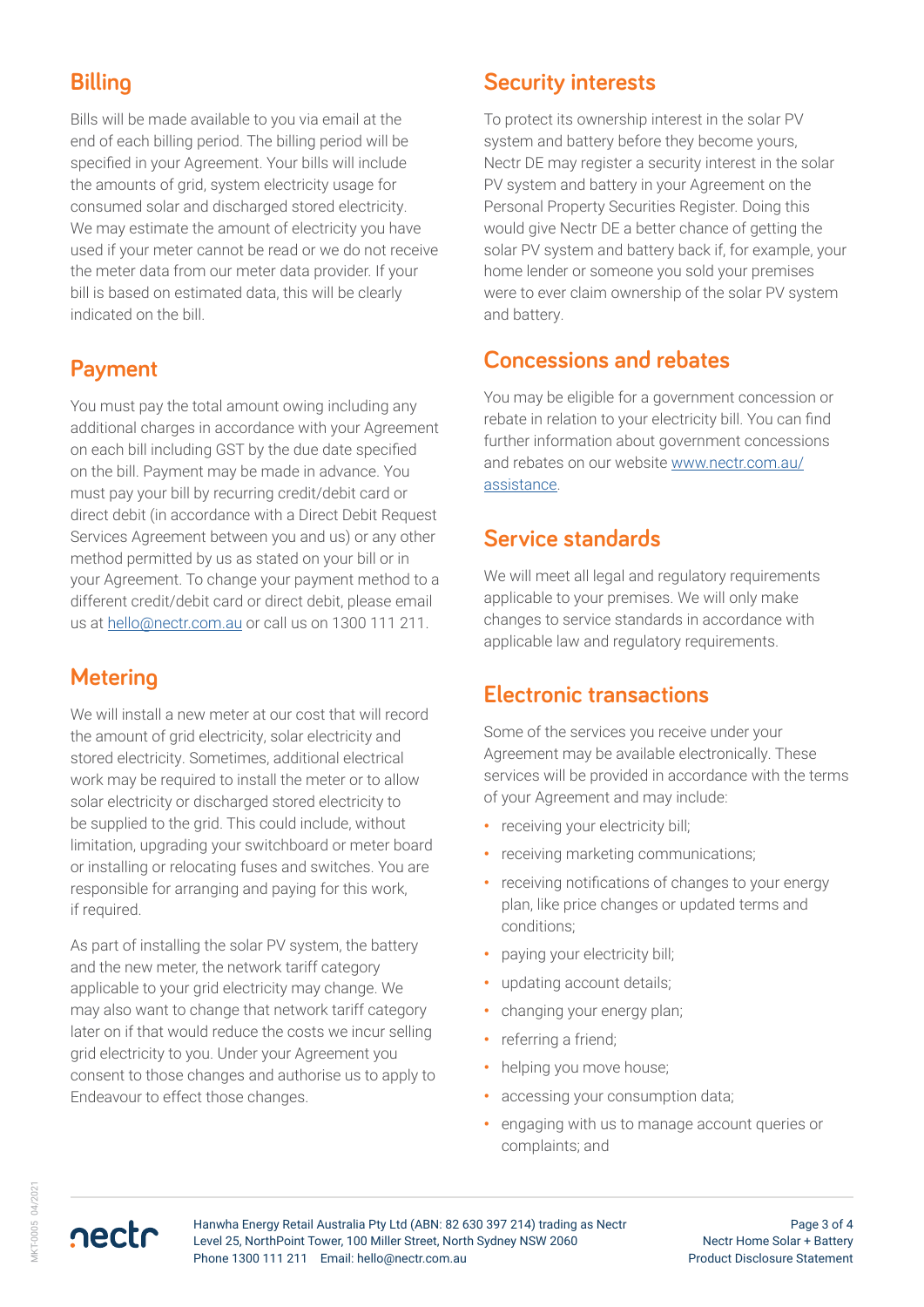## Billing

Bills will be made available to you via email at the end of each billing period. The billing period will be specified in your Agreement. Your bills will include the amounts of grid, system electricity usage for consumed solar and discharged stored electricity. We may estimate the amount of electricity you have used if your meter cannot be read or we do not receive the meter data from our meter data provider. If your bill is based on estimated data, this will be clearly indicated on the bill.

## Payment

You must pay the total amount owing including any additional charges in accordance with your Agreement on each bill including GST by the due date specified on the bill. Payment may be made in advance. You must pay your bill by recurring credit/debit card or direct debit (in accordance with a Direct Debit Request Services Agreement between you and us) or any other method permitted by us as stated on your bill or in your Agreement. To change your payment method to a different credit/debit card or direct debit, please email us at hello@nectr.com.au or call us on 1300 111 211.

## Metering

We will install a new meter at our cost that will record the amount of grid electricity, solar electricity and stored electricity. Sometimes, additional electrical work may be required to install the meter or to allow solar electricity or discharged stored electricity to be supplied to the grid. This could include, without limitation, upgrading your switchboard or meter board or installing or relocating fuses and switches. You are responsible for arranging and paying for this work, if required.

As part of installing the solar PV system, the battery and the new meter, the network tariff category applicable to your grid electricity may change. We may also want to change that network tariff category later on if that would reduce the costs we incur selling grid electricity to you. Under your Agreement you consent to those changes and authorise us to apply to Endeavour to effect those changes.

## Security interests

To protect its ownership interest in the solar PV system and battery before they become yours, Nectr DE may register a security interest in the solar PV system and battery in your Agreement on the Personal Property Securities Register. Doing this would give Nectr DE a better chance of getting the solar PV system and battery back if, for example, your home lender or someone you sold your premises were to ever claim ownership of the solar PV system and battery.

## Concessions and rebates

You may be eligible for a government concession or rebate in relation to your electricity bill. You can find further information about government concessions and rebates on our website www.nectr.com.au/assistance.

## Service standards

We will meet all legal and regulatory requirements applicable to your premises. We will only make changes to service standards in accordance with applicable law and regulatory requirements.

## Electronic transactions

Some of the services you receive under your Agreement may be available electronically. These services will be provided in accordance with the terms of your Agreement and may include:

- receiving your electricity bill;
- receiving marketing communications;
- receiving notifications of changes to your energy plan, like price changes or updated terms and conditions;
- paying your electricity bill;
- updating account details;
- changing your energy plan;
- referring a friend;
- helping you move house;
- accessing your consumption data;
- engaging with us to manage account queries or complaints; and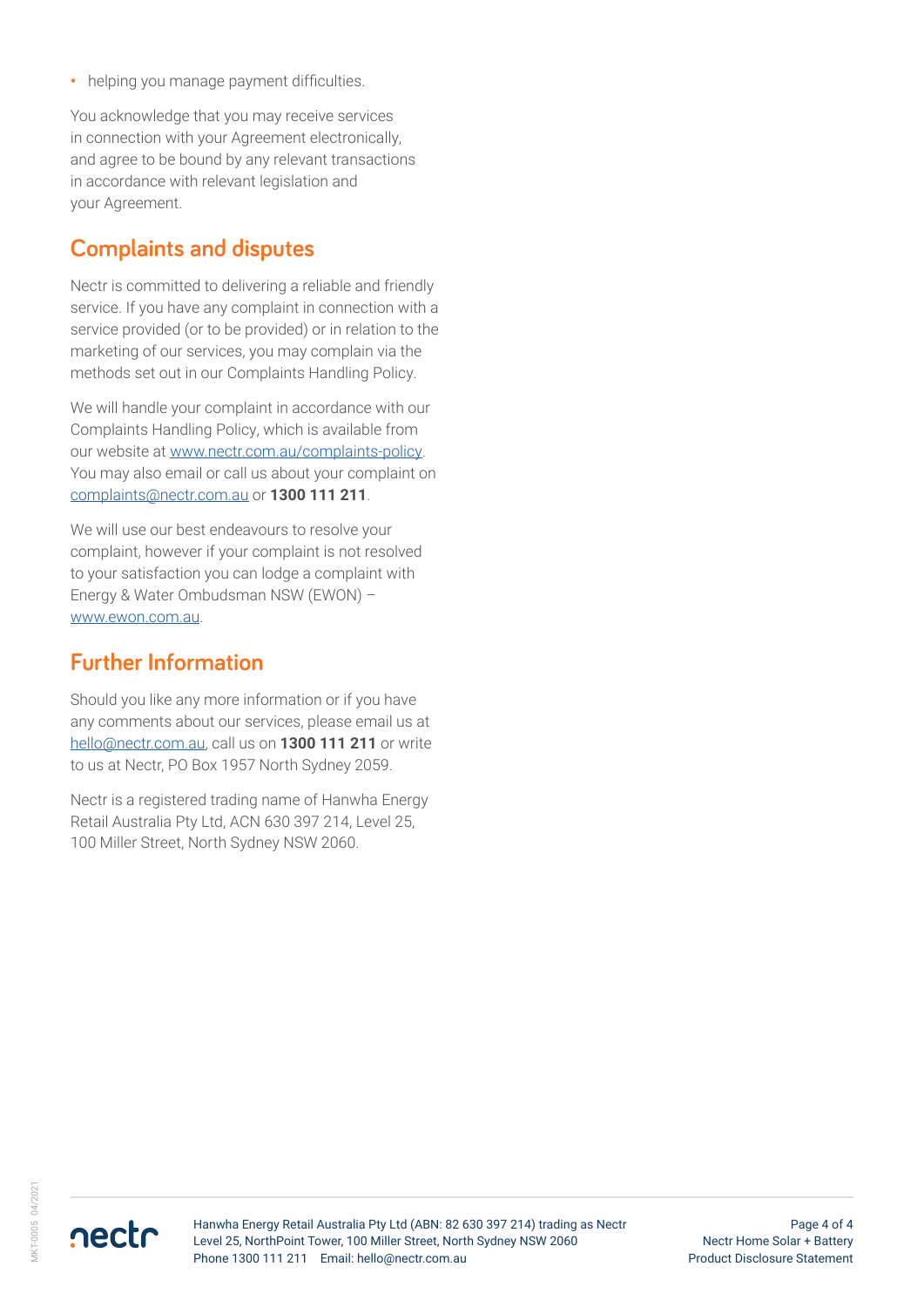- helping you manage payment difficulties.

You acknowledge that you may receive services in connection with your Agreement electronically, and agree to be bound by any relevant transactions in accordance with relevant legislation and your Agreement.

## Complaints and disputes

Nectr is committed to delivering a reliable and friendly service. If you have any complaint in connection with a service provided (or to be provided) or in relation to the marketing of our services, you may complain via the methods set out in our Complaints Handling Policy.

We will handle your complaint in accordance with our Complaints Handling Policy, which is available from our website at www.nectr.com.au/complaints-policy. You may also email or call us about your complaint on complaints@nectr.com.au or **1300 111 211**.

We will use our best endeavours to resolve your complaint, however if your complaint is not resolved to your satisfaction you can lodge a complaint with Energy & Water Ombudsman NSW (EWON) – www.ewon.com.au.

## Further Information

Should you like any more information or if you have any comments about our services, please email us at hello@nectr.com.au, call us on **1300 111 211** or write to us at Nectr, PO Box 1957 North Sydney 2059.

Nectr is a registered trading name of Hanwha Energy Retail Australia Pty Ltd, ACN 630 397 214, Level 25, 100 Miller Street, North Sydney NSW 2060.